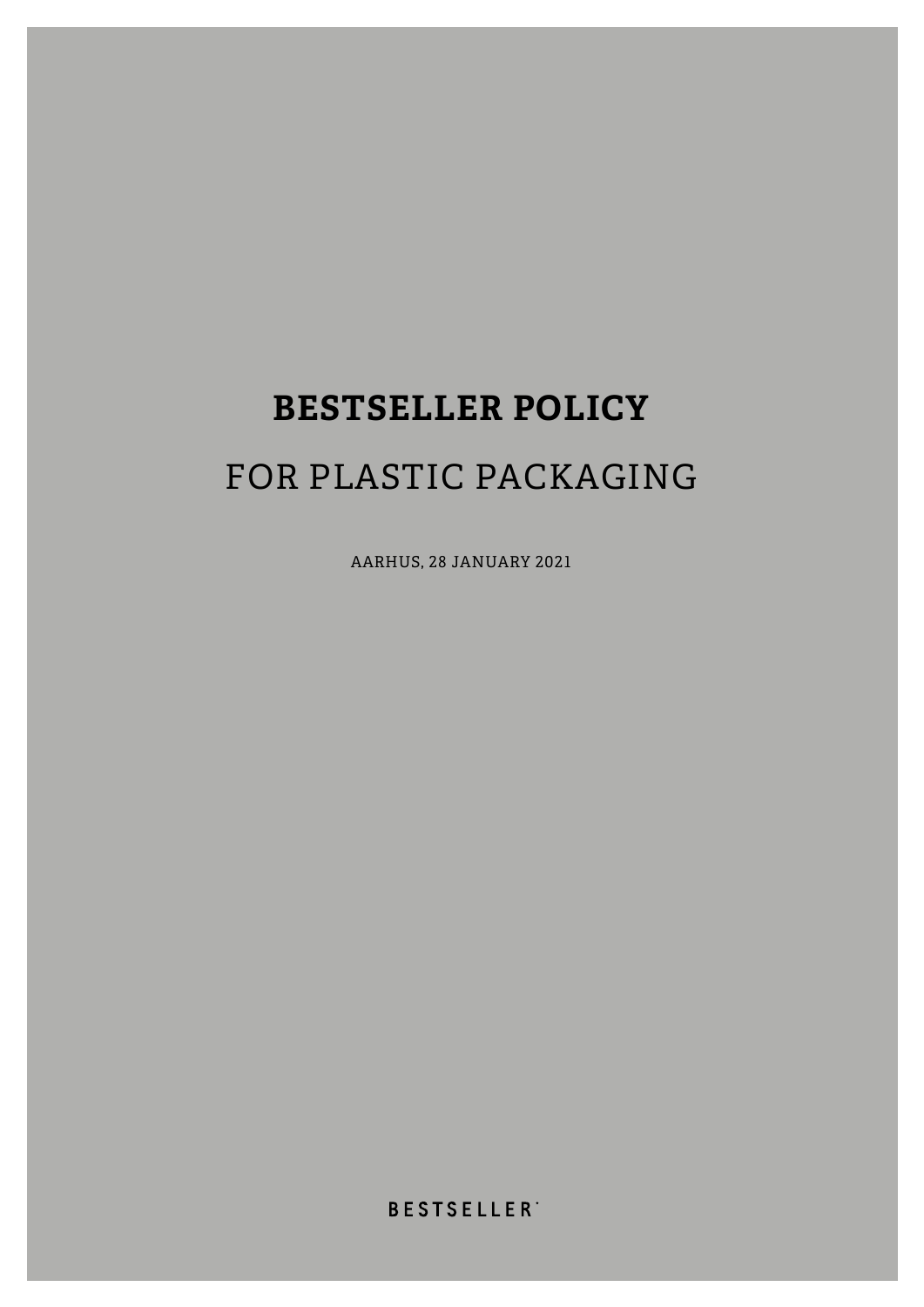# BESTSELLER POLICY

## FOR PLASTIC PACKAGING

AARHUS, 28 JANUARY 2021

BESTSELLER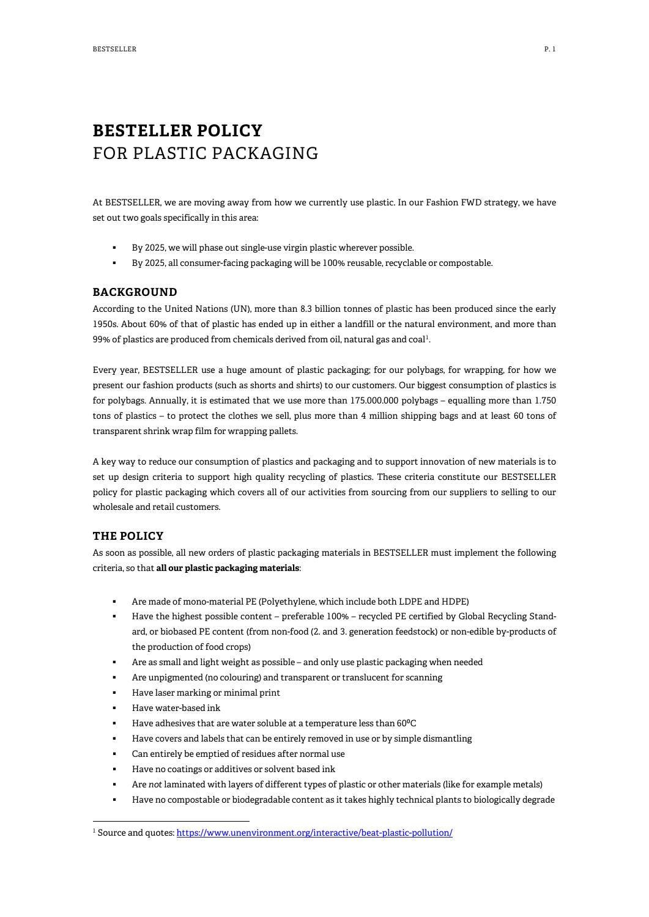# BESTSELLER POLICY
FOR PLASTIC PACKAGING

At BESTSELLER, we are moving away from how we currently use plastic. In our Fashion FWD strategy, we have set out two goals specifically in this area:

- By 2025, we will phase out single-use virgin plastic wherever possible.
- By 2025, all consumer-facing packaging will be 100% reusable, recyclable or compostable.

## BACKGROUND

According to the United Nations (UN), more than 8.3 billion tonnes of plastic has been produced since the early 1950s. About 60% of that of plastic has ended up in either a landfill or the natural environment, and more than 99% of plastics are produced from chemicals derived from oil, natural gas and coal[1].

Every year, BESTSELLER use a huge amount of plastic packaging; for our polybags, for wrapping, for how we present our fashion products (such as shorts and shirts) to our customers. Our biggest consumption of plastics is for polybags. Annually, it is estimated that we use more than 175.000.000 polybags – equalling more than 1.750 tons of plastics – to protect the clothes we sell, plus more than 4 million shipping bags and at least 60 tons of transparent shrink wrap film for wrapping pallets.

A key way to reduce our consumption of plastics and packaging and to support innovation of new materials is to set up design criteria to support high quality recycling of plastics. These criteria constitute our BESTSELLER policy for plastic packaging which covers all of our activities from sourcing from our suppliers to selling to our wholesale and retail customers.

## THE POLICY

As soon as possible, all new orders of plastic packaging materials in BESTSELLER must implement the following criteria, so that **all our plastic packaging materials**:

- Are made of mono-material PE (Polyethylene, which include both LDPE and HDPE)
- Have the highest possible content – preferable 100% – recycled PE certified by Global Recycling Standard, or biobased PE content (from non-food (2. and 3. generation feedstock) or non-edible by-products of the production of food crops)
- Are as small and light weight as possible – and only use plastic packaging when needed
- Are unpigmented (no colouring) and transparent or translucent for scanning
- Have laser marking or minimal print
- Have water-based ink
- Have adhesives that are water soluble at a temperature less than 60ºC
- Have covers and labels that can be entirely removed in use or by simple dismantling
- Can entirely be emptied of residues after normal use
- Have no coatings or additives or solvent based ink
- Are *not* laminated with layers of different types of plastic or other materials (like for example metals)
- Have no compostable or biodegradable content as it takes highly technical plants to biologically degrade

[1] Source and quotes: https://www.unenvironment.org/interactive/beat-plastic-pollution/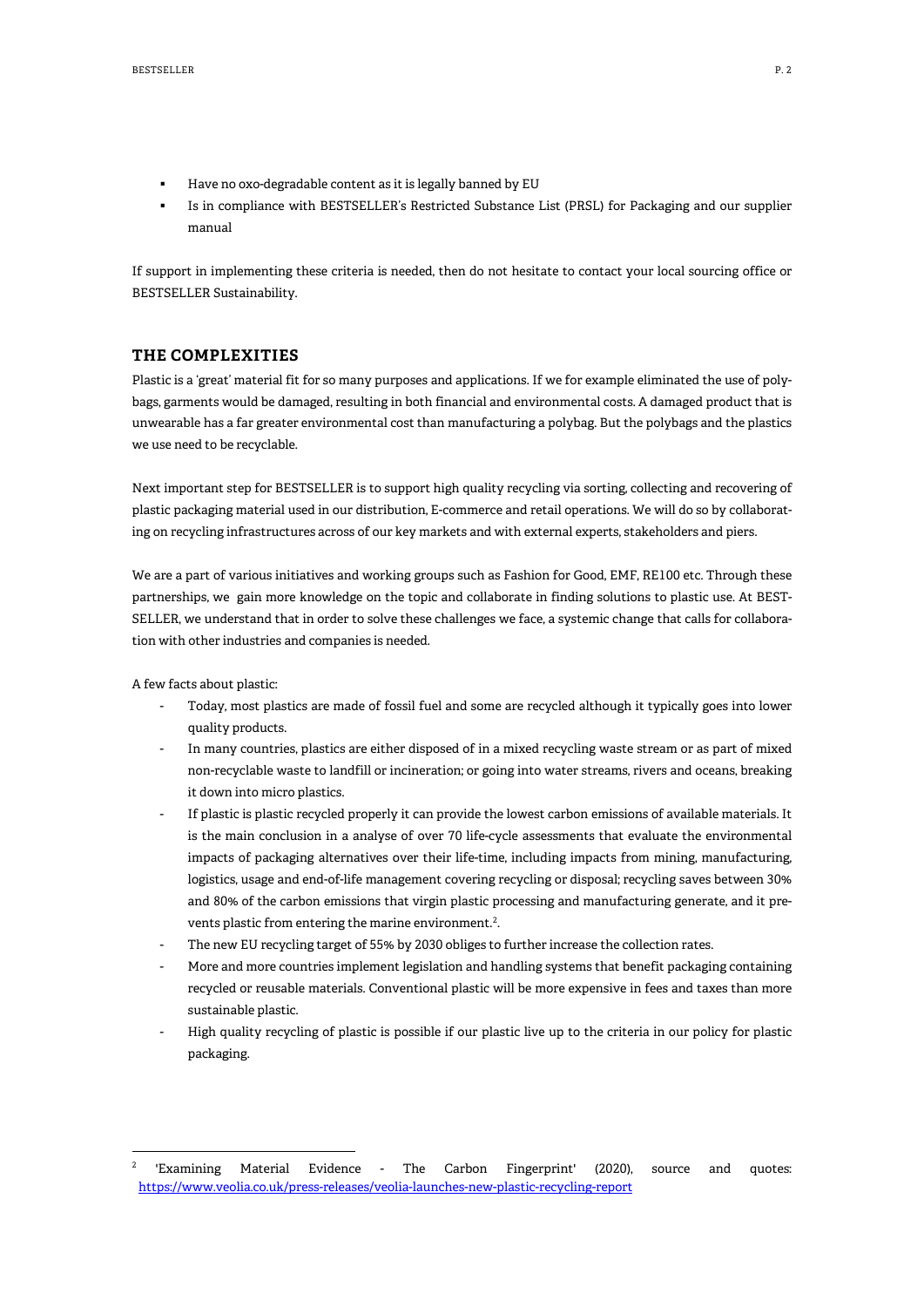- Have no oxo-degradable content as it is legally banned by EU
- Is in compliance with BESTSELLER's Restricted Substance List (PRSL) for Packaging and our supplier manual

If support in implementing these criteria is needed, then do not hesitate to contact your local sourcing office or BESTSELLER Sustainability.

## THE COMPLEXITIES

Plastic is a 'great' material fit for so many purposes and applications. If we for example eliminated the use of polybags, garments would be damaged, resulting in both financial and environmental costs. A damaged product that is unwearable has a far greater environmental cost than manufacturing a polybag. But the polybags and the plastics we use need to be recyclable.

Next important step for BESTSELLER is to support high quality recycling via sorting, collecting and recovering of plastic packaging material used in our distribution, E-commerce and retail operations. We will do so by collaborating on recycling infrastructures across of our key markets and with external experts, stakeholders and piers.

We are a part of various initiatives and working groups such as Fashion for Good, EMF, RE100 etc. Through these partnerships, we gain more knowledge on the topic and collaborate in finding solutions to plastic use. At BESTSELLER, we understand that in order to solve these challenges we face, a systemic change that calls for collaboration with other industries and companies is needed.

A few facts about plastic:

- Today, most plastics are made of fossil fuel and some are recycled although it typically goes into lower quality products.
- In many countries, plastics are either disposed of in a mixed recycling waste stream or as part of mixed non-recyclable waste to landfill or incineration; or going into water streams, rivers and oceans, breaking it down into micro plastics.
- If plastic is plastic recycled properly it can provide the lowest carbon emissions of available materials. It is the main conclusion in a analyse of over 70 life-cycle assessments that evaluate the environmental impacts of packaging alternatives over their life-time, including impacts from mining, manufacturing, logistics, usage and end-of-life management covering recycling or disposal; recycling saves between 30% and 80% of the carbon emissions that virgin plastic processing and manufacturing generate, and it prevents plastic from entering the marine environment.[2].
- The new EU recycling target of 55% by 2030 obliges to further increase the collection rates.
- More and more countries implement legislation and handling systems that benefit packaging containing recycled or reusable materials. Conventional plastic will be more expensive in fees and taxes than more sustainable plastic.
- High quality recycling of plastic is possible if our plastic live up to the criteria in our policy for plastic packaging.

---

[2] 'Examining Material Evidence - The Carbon Fingerprint' (2020), source and quotes: https://www.veolia.co.uk/press-releases/veolia-launches-new-plastic-recycling-report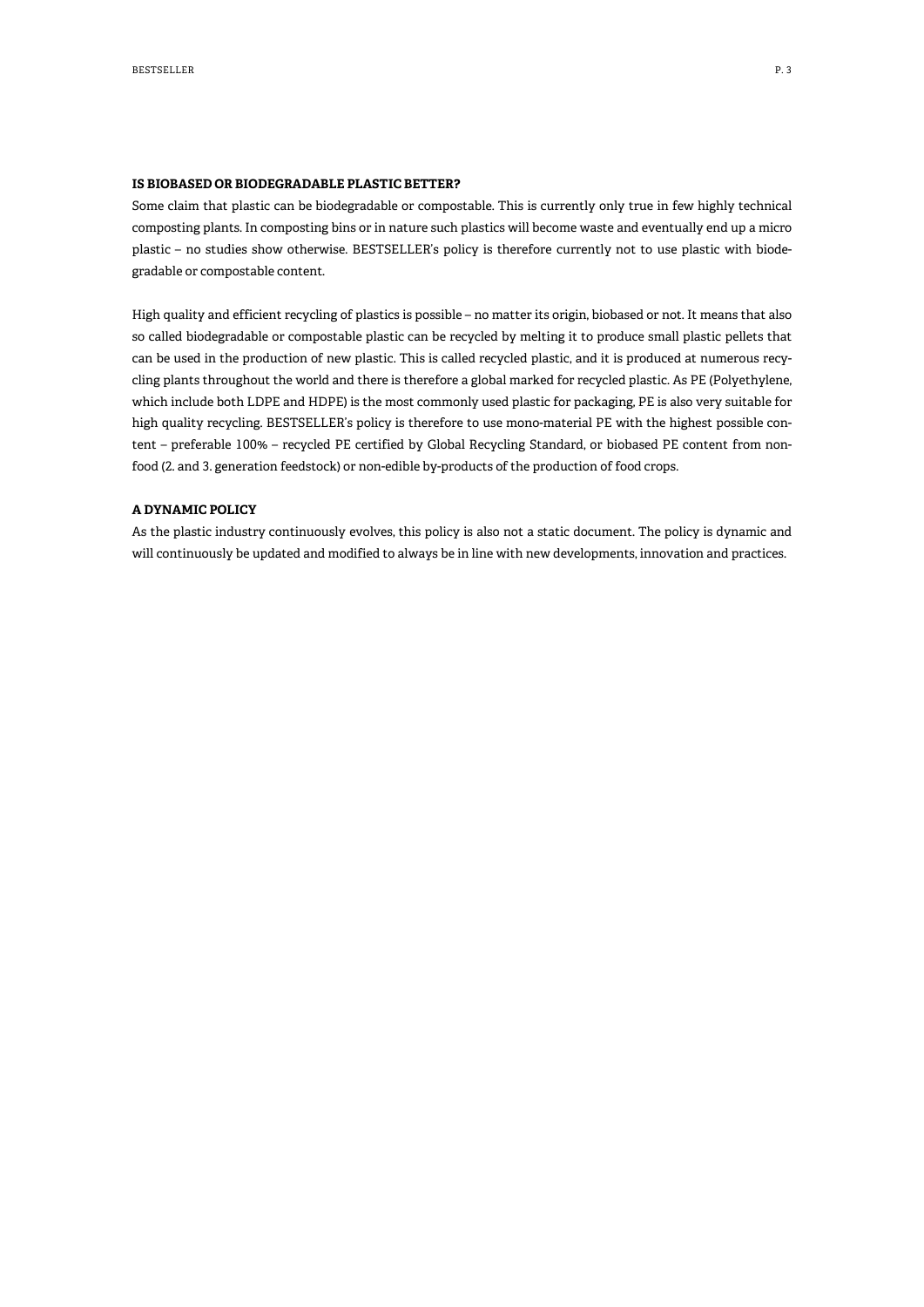**IS BIOBASED OR BIODEGRADABLE PLASTIC BETTER?**

Some claim that plastic can be biodegradable or compostable. This is currently only true in few highly technical composting plants. In composting bins or in nature such plastics will become waste and eventually end up a micro plastic – no studies show otherwise. BESTSELLER's policy is therefore currently not to use plastic with biodegradable or compostable content.

High quality and efficient recycling of plastics is possible – no matter its origin, biobased or not. It means that also so called biodegradable or compostable plastic can be recycled by melting it to produce small plastic pellets that can be used in the production of new plastic. This is called recycled plastic, and it is produced at numerous recycling plants throughout the world and there is therefore a global marked for recycled plastic. As PE (Polyethylene, which include both LDPE and HDPE) is the most commonly used plastic for packaging, PE is also very suitable for high quality recycling. BESTSELLER's policy is therefore to use mono-material PE with the highest possible content – preferable 100% – recycled PE certified by Global Recycling Standard, or biobased PE content from non-food (2. and 3. generation feedstock) or non-edible by-products of the production of food crops.

**A DYNAMIC POLICY**

As the plastic industry continuously evolves, this policy is also not a static document. The policy is dynamic and will continuously be updated and modified to always be in line with new developments, innovation and practices.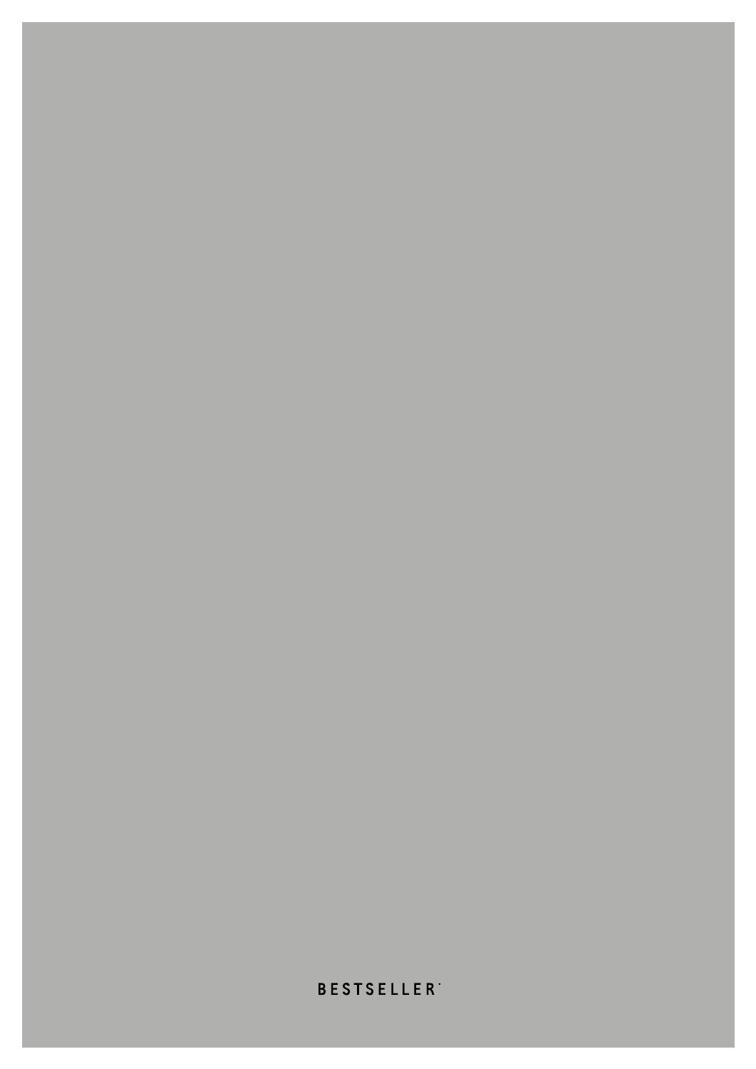BESTSELLER